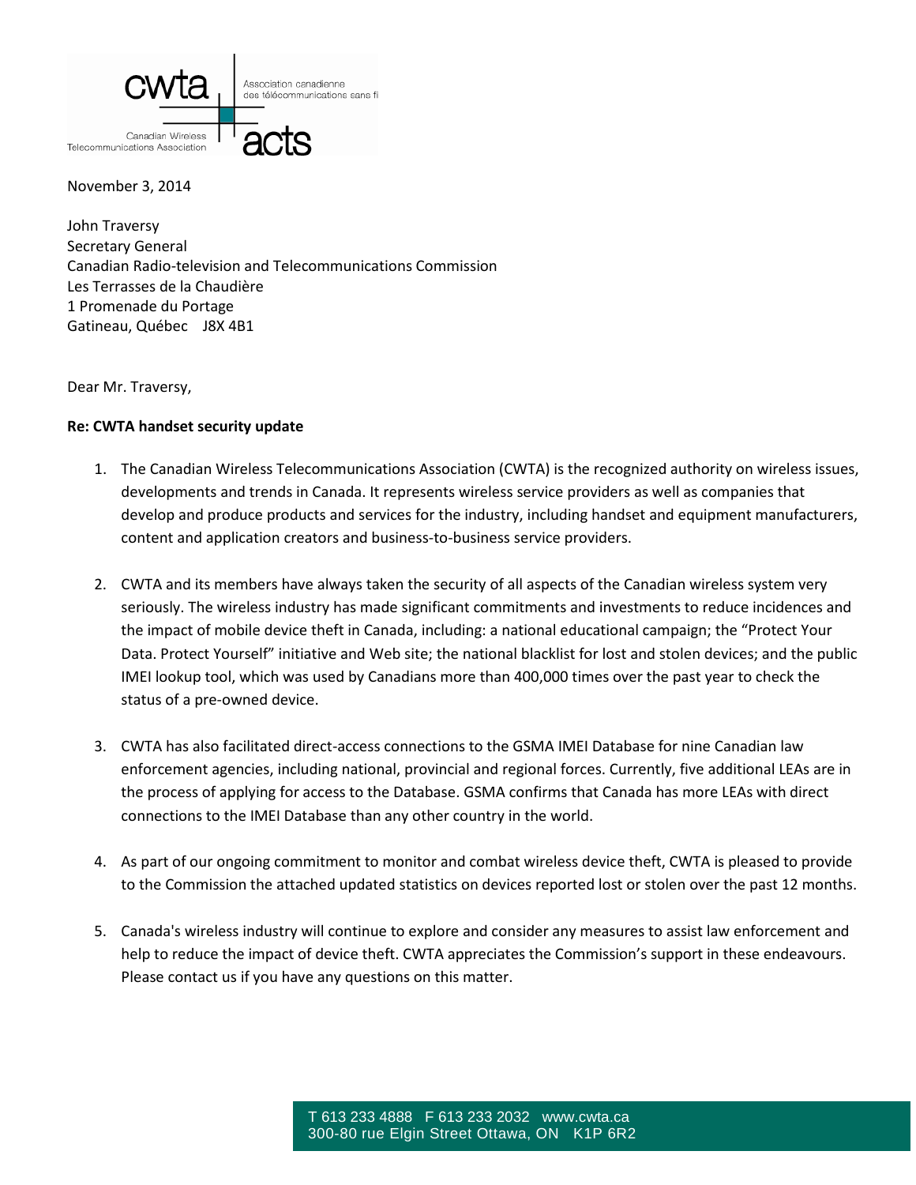cwta | Association canadienne des télécommunications sans fil

Canadian Wireless Telecommunications Association | acts

November 3, 2014

John Traversy
Secretary General
Canadian Radio-television and Telecommunications Commission
Les Terrasses de la Chaudière
1 Promenade du Portage
Gatineau, Québec J8X 4B1

Dear Mr. Traversy,

**Re: CWTA handset security update**

1. The Canadian Wireless Telecommunications Association (CWTA) is the recognized authority on wireless issues, developments and trends in Canada. It represents wireless service providers as well as companies that develop and produce products and services for the industry, including handset and equipment manufacturers, content and application creators and business-to-business service providers.

2. CWTA and its members have always taken the security of all aspects of the Canadian wireless system very seriously. The wireless industry has made significant commitments and investments to reduce incidences and the impact of mobile device theft in Canada, including: a national educational campaign; the "Protect Your Data. Protect Yourself" initiative and Web site; the national blacklist for lost and stolen devices; and the public IMEI lookup tool, which was used by Canadians more than 400,000 times over the past year to check the status of a pre-owned device.

3. CWTA has also facilitated direct-access connections to the GSMA IMEI Database for nine Canadian law enforcement agencies, including national, provincial and regional forces. Currently, five additional LEAs are in the process of applying for access to the Database. GSMA confirms that Canada has more LEAs with direct connections to the IMEI Database than any other country in the world.

4. As part of our ongoing commitment to monitor and combat wireless device theft, CWTA is pleased to provide to the Commission the attached updated statistics on devices reported lost or stolen over the past 12 months.

5. Canada's wireless industry will continue to explore and consider any measures to assist law enforcement and help to reduce the impact of device theft. CWTA appreciates the Commission's support in these endeavours. Please contact us if you have any questions on this matter.

T 613 233 4888 F 613 233 2032 www.cwta.ca
300-80 rue Elgin Street Ottawa, ON K1P 6R2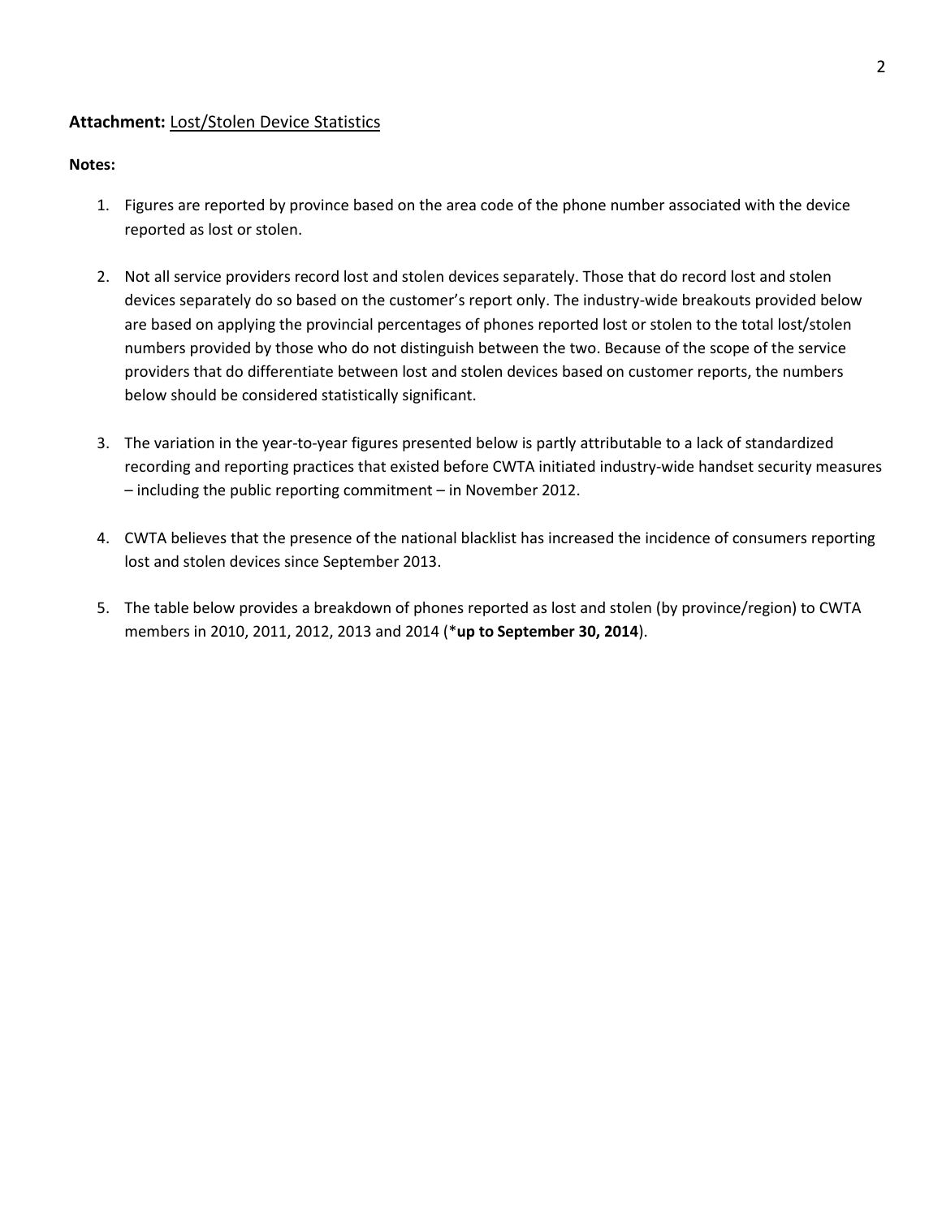**Attachment:** Lost/Stolen Device Statistics

**Notes:**

1. Figures are reported by province based on the area code of the phone number associated with the device reported as lost or stolen.

2. Not all service providers record lost and stolen devices separately. Those that do record lost and stolen devices separately do so based on the customer's report only. The industry-wide breakouts provided below are based on applying the provincial percentages of phones reported lost or stolen to the total lost/stolen numbers provided by those who do not distinguish between the two. Because of the scope of the service providers that do differentiate between lost and stolen devices based on customer reports, the numbers below should be considered statistically significant.

3. The variation in the year-to-year figures presented below is partly attributable to a lack of standardized recording and reporting practices that existed before CWTA initiated industry-wide handset security measures – including the public reporting commitment – in November 2012.

4. CWTA believes that the presence of the national blacklist has increased the incidence of consumers reporting lost and stolen devices since September 2013.

5. The table below provides a breakdown of phones reported as lost and stolen (by province/region) to CWTA members in 2010, 2011, 2012, 2013 and 2014 (***up to September 30, 2014**).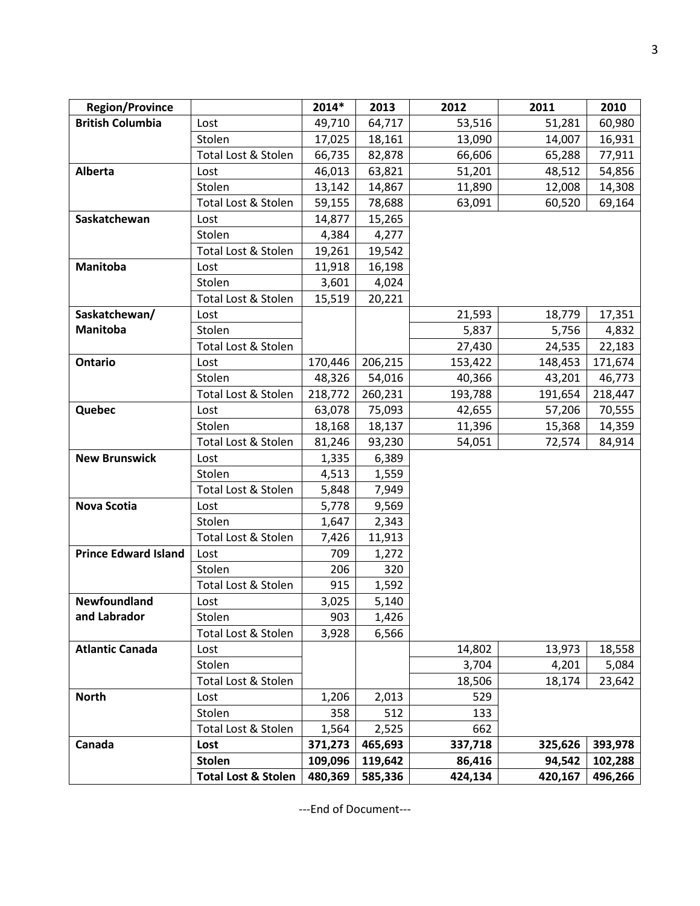| Region/Province | | 2014* | 2013 | 2012 | 2011 | 2010 |
|---|---|---|---|---|---|---|
| **British Columbia** | Lost | 49,710 | 64,717 | 53,516 | 51,281 | 60,980 |
| | Stolen | 17,025 | 18,161 | 13,090 | 14,007 | 16,931 |
| | Total Lost & Stolen | 66,735 | 82,878 | 66,606 | 65,288 | 77,911 |
| **Alberta** | Lost | 46,013 | 63,821 | 51,201 | 48,512 | 54,856 |
| | Stolen | 13,142 | 14,867 | 11,890 | 12,008 | 14,308 |
| | Total Lost & Stolen | 59,155 | 78,688 | 63,091 | 60,520 | 69,164 |
| **Saskatchewan** | Lost | 14,877 | 15,265 | | | |
| | Stolen | 4,384 | 4,277 | | | |
| | Total Lost & Stolen | 19,261 | 19,542 | | | |
| **Manitoba** | Lost | 11,918 | 16,198 | | | |
| | Stolen | 3,601 | 4,024 | | | |
| | Total Lost & Stolen | 15,519 | 20,221 | | | |
| **Saskatchewan/ Manitoba** | Lost | | | 21,593 | 18,779 | 17,351 |
| | Stolen | | | 5,837 | 5,756 | 4,832 |
| | Total Lost & Stolen | | | 27,430 | 24,535 | 22,183 |
| **Ontario** | Lost | 170,446 | 206,215 | 153,422 | 148,453 | 171,674 |
| | Stolen | 48,326 | 54,016 | 40,366 | 43,201 | 46,773 |
| | Total Lost & Stolen | 218,772 | 260,231 | 193,788 | 191,654 | 218,447 |
| **Quebec** | Lost | 63,078 | 75,093 | 42,655 | 57,206 | 70,555 |
| | Stolen | 18,168 | 18,137 | 11,396 | 15,368 | 14,359 |
| | Total Lost & Stolen | 81,246 | 93,230 | 54,051 | 72,574 | 84,914 |
| **New Brunswick** | Lost | 1,335 | 6,389 | | | |
| | Stolen | 4,513 | 1,559 | | | |
| | Total Lost & Stolen | 5,848 | 7,949 | | | |
| **Nova Scotia** | Lost | 5,778 | 9,569 | | | |
| | Stolen | 1,647 | 2,343 | | | |
| | Total Lost & Stolen | 7,426 | 11,913 | | | |
| **Prince Edward Island** | Lost | 709 | 1,272 | | | |
| | Stolen | 206 | 320 | | | |
| | Total Lost & Stolen | 915 | 1,592 | | | |
| **Newfoundland and Labrador** | Lost | 3,025 | 5,140 | | | |
| | Stolen | 903 | 1,426 | | | |
| | Total Lost & Stolen | 3,928 | 6,566 | | | |
| **Atlantic Canada** | Lost | | | 14,802 | 13,973 | 18,558 |
| | Stolen | | | 3,704 | 4,201 | 5,084 |
| | Total Lost & Stolen | | | 18,506 | 18,174 | 23,642 |
| **North** | Lost | 1,206 | 2,013 | 529 | | |
| | Stolen | 358 | 512 | 133 | | |
| | Total Lost & Stolen | 1,564 | 2,525 | 662 | | |
| **Canada** | **Lost** | **371,273** | **465,693** | **337,718** | **325,626** | **393,978** |
| | **Stolen** | **109,096** | **119,642** | **86,416** | **94,542** | **102,288** |
| | **Total Lost & Stolen** | **480,369** | **585,336** | **424,134** | **420,167** | **496,266** |

---End of Document---